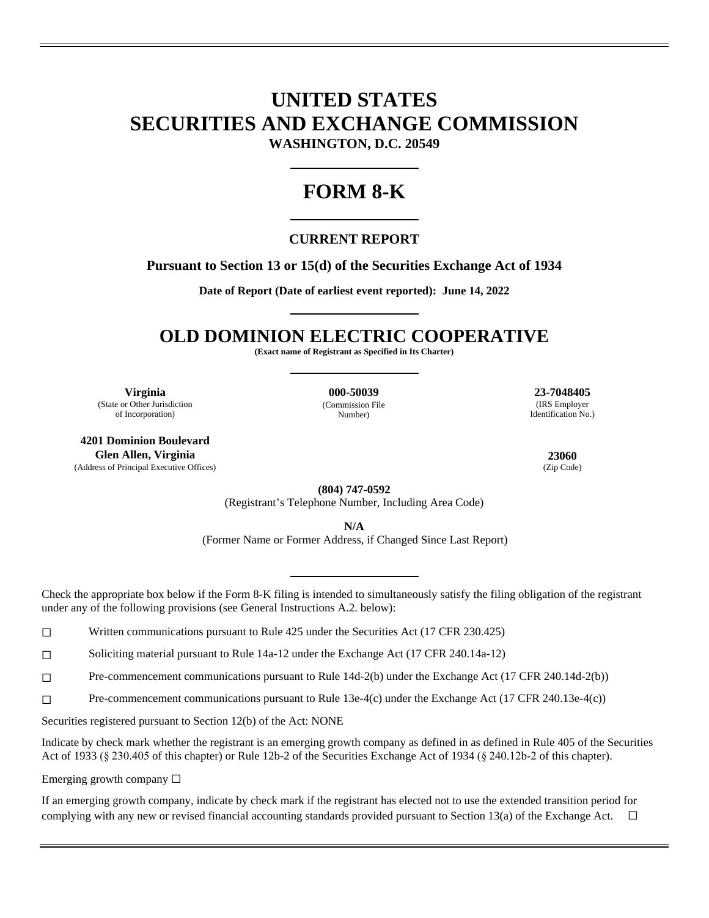# UNITED STATES
# SECURITIES AND EXCHANGE COMMISSION

**WASHINGTON, D.C. 20549**

# FORM 8-K

## CURRENT REPORT

**Pursuant to Section 13 or 15(d) of the Securities Exchange Act of 1934**

**Date of Report (Date of earliest event reported): June 14, 2022**

# OLD DOMINION ELECTRIC COOPERATIVE

**(Exact name of Registrant as Specified in Its Charter)**

| **Virginia** | **000-50039** | **23-7048405** |
|---|---|---|
| (State or Other Jurisdiction of Incorporation) | (Commission File Number) | (IRS Employer Identification No.) |

| **4201 Dominion Boulevard Glen Allen, Virginia** | **23060** |
|---|---|
| (Address of Principal Executive Offices) | (Zip Code) |

**(804) 747-0592**
(Registrant's Telephone Number, Including Area Code)

**N/A**
(Former Name or Former Address, if Changed Since Last Report)

Check the appropriate box below if the Form 8-K filing is intended to simultaneously satisfy the filing obligation of the registrant under any of the following provisions (see General Instructions A.2. below):

☐ Written communications pursuant to Rule 425 under the Securities Act (17 CFR 230.425)

☐ Soliciting material pursuant to Rule 14a-12 under the Exchange Act (17 CFR 240.14a-12)

☐ Pre-commencement communications pursuant to Rule 14d-2(b) under the Exchange Act (17 CFR 240.14d-2(b))

☐ Pre-commencement communications pursuant to Rule 13e-4(c) under the Exchange Act (17 CFR 240.13e-4(c))

Securities registered pursuant to Section 12(b) of the Act: NONE

Indicate by check mark whether the registrant is an emerging growth company as defined in as defined in Rule 405 of the Securities Act of 1933 (§ 230.405 of this chapter) or Rule 12b-2 of the Securities Exchange Act of 1934 (§ 240.12b-2 of this chapter).

Emerging growth company ☐

If an emerging growth company, indicate by check mark if the registrant has elected not to use the extended transition period for complying with any new or revised financial accounting standards provided pursuant to Section 13(a) of the Exchange Act. ☐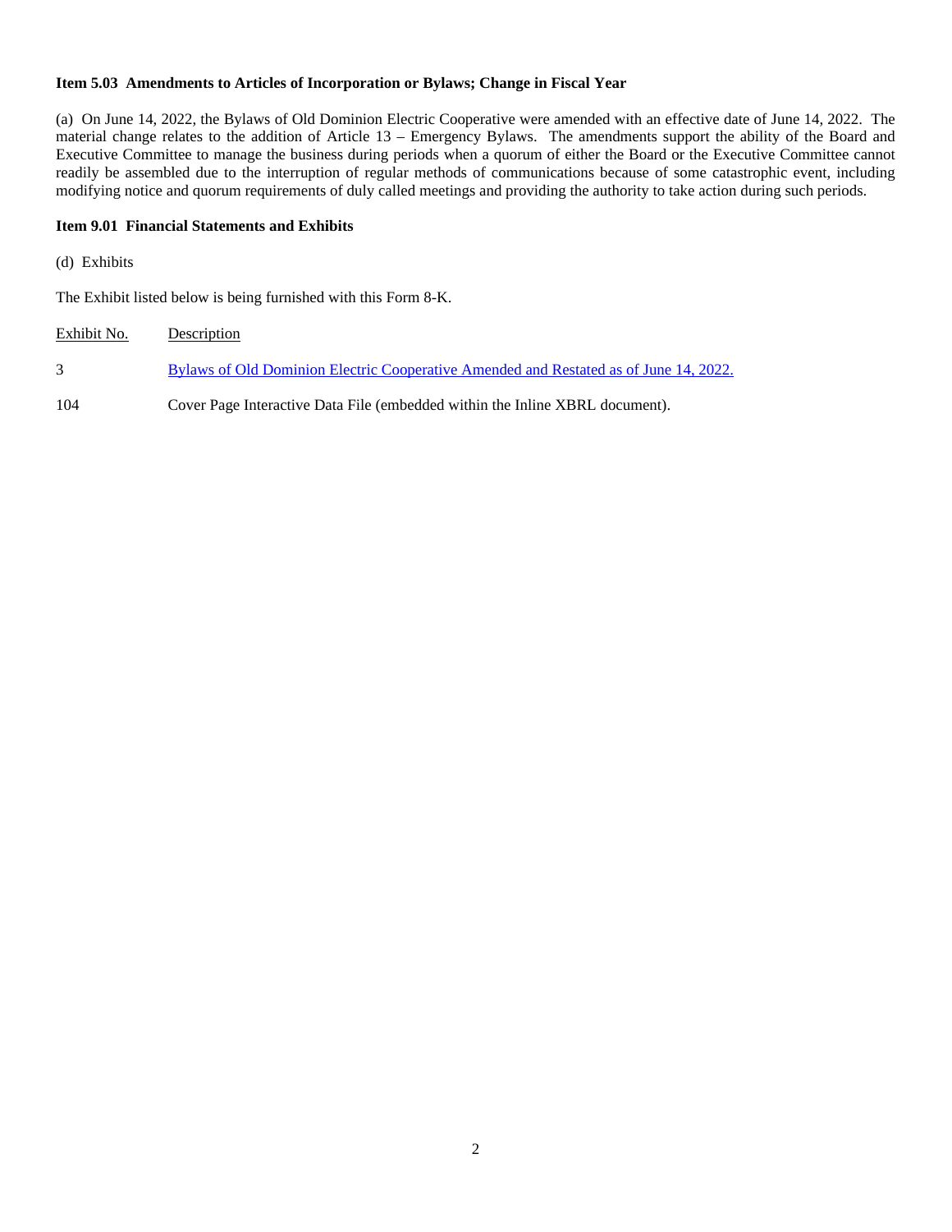**Item 5.03 Amendments to Articles of Incorporation or Bylaws; Change in Fiscal Year**

(a) On June 14, 2022, the Bylaws of Old Dominion Electric Cooperative were amended with an effective date of June 14, 2022. The material change relates to the addition of Article 13 – Emergency Bylaws. The amendments support the ability of the Board and Executive Committee to manage the business during periods when a quorum of either the Board or the Executive Committee cannot readily be assembled due to the interruption of regular methods of communications because of some catastrophic event, including modifying notice and quorum requirements of duly called meetings and providing the authority to take action during such periods.

**Item 9.01 Financial Statements and Exhibits**

(d) Exhibits

The Exhibit listed below is being furnished with this Form 8-K.

| Exhibit No. | Description |
|---|---|
| 3 | Bylaws of Old Dominion Electric Cooperative Amended and Restated as of June 14, 2022. |
| 104 | Cover Page Interactive Data File (embedded within the Inline XBRL document). |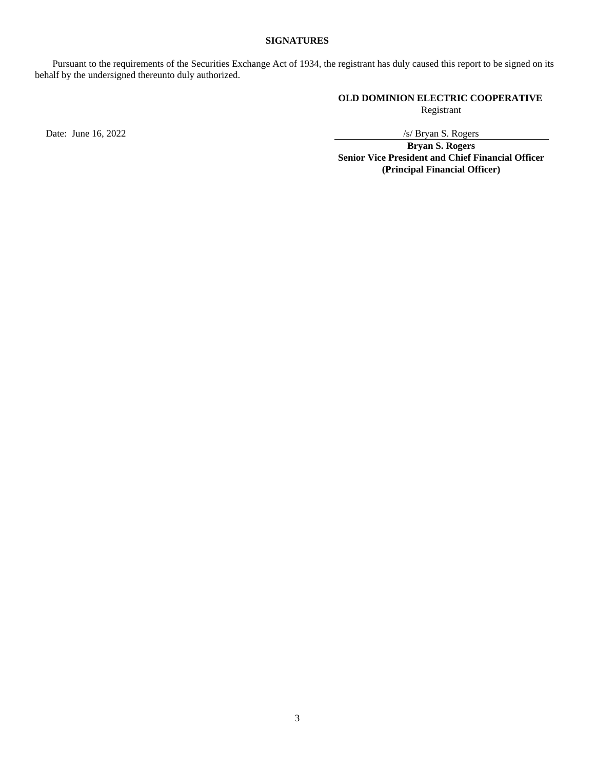**SIGNATURES**

Pursuant to the requirements of the Securities Exchange Act of 1934, the registrant has duly caused this report to be signed on its behalf by the undersigned thereunto duly authorized.

**OLD DOMINION ELECTRIC COOPERATIVE**
Registrant

Date: June 16, 2022

/s/ Bryan S. Rogers

**Bryan S. Rogers**
**Senior Vice President and Chief Financial Officer**
**(Principal Financial Officer)**